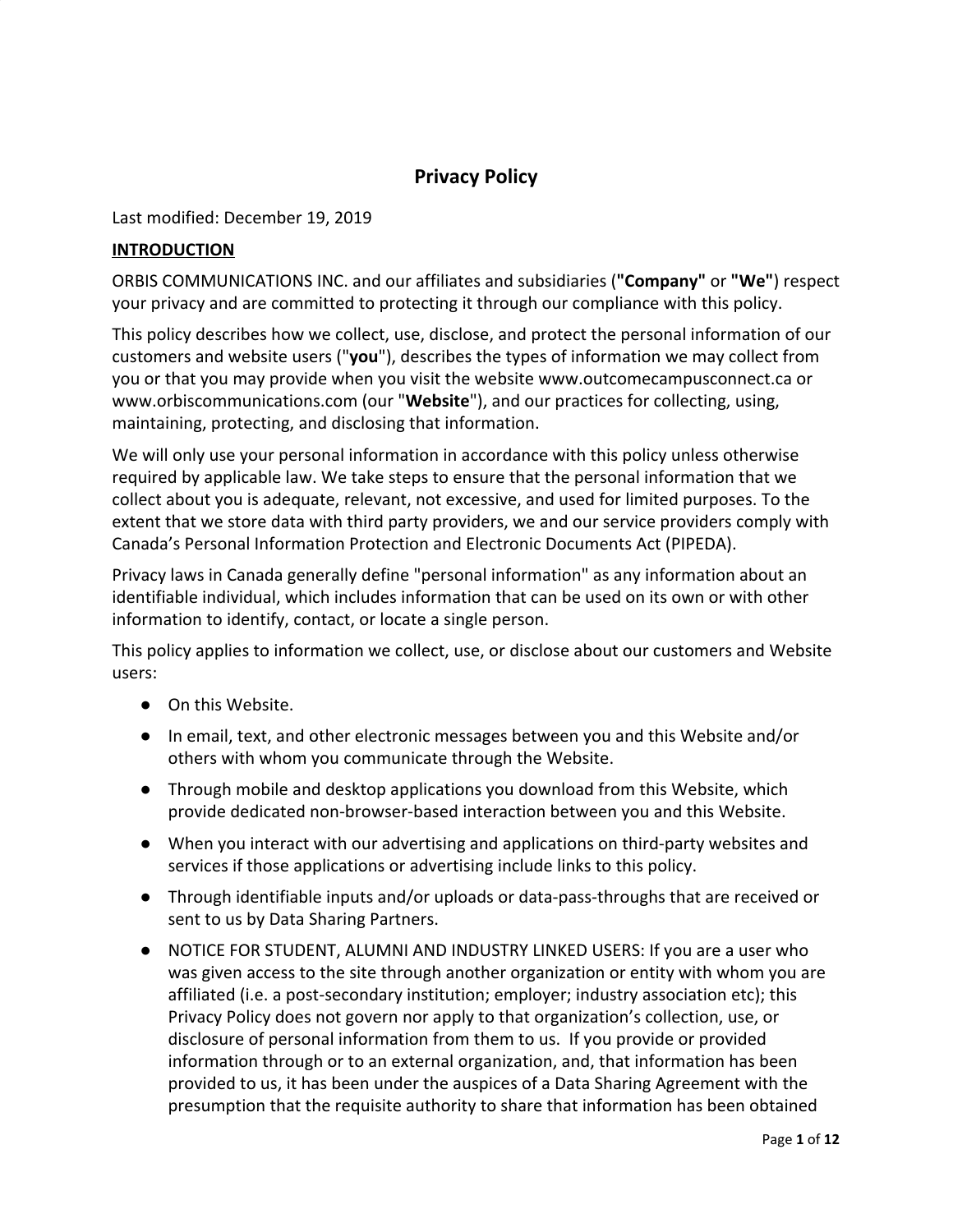# Privacy Policy

Last modified: December 19, 2019

## INTRODUCTION

ORBIS COMMUNICATIONS INC. and our affiliates and subsidiaries (**"Company"** or **"We"**) respect your privacy and are committed to protecting it through our compliance with this policy.

This policy describes how we collect, use, disclose, and protect the personal information of our customers and website users ("**you**"), describes the types of information we may collect from you or that you may provide when you visit the website www.outcomecampusconnect.ca or www.orbiscommunications.com (our "**Website**"), and our practices for collecting, using, maintaining, protecting, and disclosing that information.

We will only use your personal information in accordance with this policy unless otherwise required by applicable law. We take steps to ensure that the personal information that we collect about you is adequate, relevant, not excessive, and used for limited purposes. To the extent that we store data with third party providers, we and our service providers comply with Canada's Personal Information Protection and Electronic Documents Act (PIPEDA).

Privacy laws in Canada generally define "personal information" as any information about an identifiable individual, which includes information that can be used on its own or with other information to identify, contact, or locate a single person.

This policy applies to information we collect, use, or disclose about our customers and Website users:

- On this Website.
- In email, text, and other electronic messages between you and this Website and/or others with whom you communicate through the Website.
- Through mobile and desktop applications you download from this Website, which provide dedicated non-browser-based interaction between you and this Website.
- When you interact with our advertising and applications on third-party websites and services if those applications or advertising include links to this policy.
- Through identifiable inputs and/or uploads or data-pass-throughs that are received or sent to us by Data Sharing Partners.
- NOTICE FOR STUDENT, ALUMNI AND INDUSTRY LINKED USERS: If you are a user who was given access to the site through another organization or entity with whom you are affiliated (i.e. a post-secondary institution; employer; industry association etc); this Privacy Policy does not govern nor apply to that organization's collection, use, or disclosure of personal information from them to us. If you provide or provided information through or to an external organization, and, that information has been provided to us, it has been under the auspices of a Data Sharing Agreement with the presumption that the requisite authority to share that information has been obtained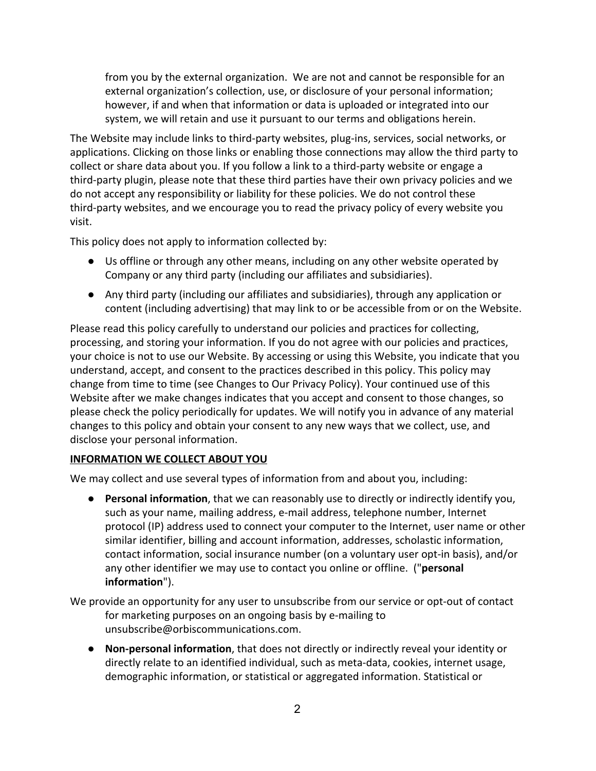from you by the external organization. We are not and cannot be responsible for an external organization's collection, use, or disclosure of your personal information; however, if and when that information or data is uploaded or integrated into our system, we will retain and use it pursuant to our terms and obligations herein.

The Website may include links to third-party websites, plug-ins, services, social networks, or applications. Clicking on those links or enabling those connections may allow the third party to collect or share data about you. If you follow a link to a third-party website or engage a third-party plugin, please note that these third parties have their own privacy policies and we do not accept any responsibility or liability for these policies. We do not control these third-party websites, and we encourage you to read the privacy policy of every website you visit.

This policy does not apply to information collected by:

- Us offline or through any other means, including on any other website operated by Company or any third party (including our affiliates and subsidiaries).
- Any third party (including our affiliates and subsidiaries), through any application or content (including advertising) that may link to or be accessible from or on the Website.

Please read this policy carefully to understand our policies and practices for collecting, processing, and storing your information. If you do not agree with our policies and practices, your choice is not to use our Website. By accessing or using this Website, you indicate that you understand, accept, and consent to the practices described in this policy. This policy may change from time to time (see Changes to Our Privacy Policy). Your continued use of this Website after we make changes indicates that you accept and consent to those changes, so please check the policy periodically for updates. We will notify you in advance of any material changes to this policy and obtain your consent to any new ways that we collect, use, and disclose your personal information.

**INFORMATION WE COLLECT ABOUT YOU**

We may collect and use several types of information from and about you, including:

- **Personal information**, that we can reasonably use to directly or indirectly identify you, such as your name, mailing address, e-mail address, telephone number, Internet protocol (IP) address used to connect your computer to the Internet, user name or other similar identifier, billing and account information, addresses, scholastic information, contact information, social insurance number (on a voluntary user opt-in basis), and/or any other identifier we may use to contact you online or offline. ("**personal information**").

We provide an opportunity for any user to unsubscribe from our service or opt-out of contact for marketing purposes on an ongoing basis by e-mailing to unsubscribe@orbiscommunications.com.

- **Non-personal information**, that does not directly or indirectly reveal your identity or directly relate to an identified individual, such as meta-data, cookies, internet usage, demographic information, or statistical or aggregated information. Statistical or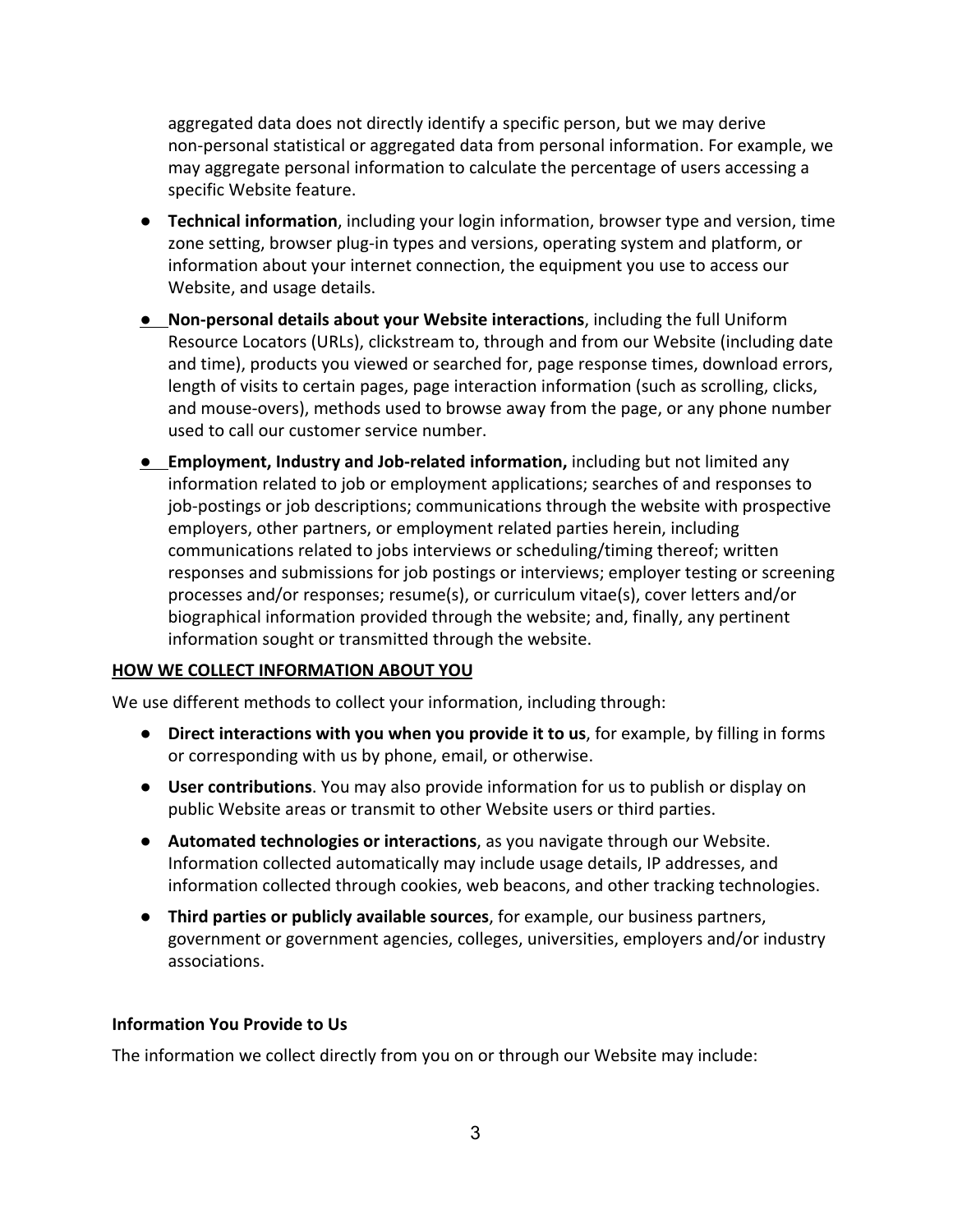aggregated data does not directly identify a specific person, but we may derive non-personal statistical or aggregated data from personal information. For example, we may aggregate personal information to calculate the percentage of users accessing a specific Website feature.

- **Technical information**, including your login information, browser type and version, time zone setting, browser plug-in types and versions, operating system and platform, or information about your internet connection, the equipment you use to access our Website, and usage details.
- **Non-personal details about your Website interactions**, including the full Uniform Resource Locators (URLs), clickstream to, through and from our Website (including date and time), products you viewed or searched for, page response times, download errors, length of visits to certain pages, page interaction information (such as scrolling, clicks, and mouse-overs), methods used to browse away from the page, or any phone number used to call our customer service number.
- **Employment, Industry and Job-related information,** including but not limited any information related to job or employment applications; searches of and responses to job-postings or job descriptions; communications through the website with prospective employers, other partners, or employment related parties herein, including communications related to jobs interviews or scheduling/timing thereof; written responses and submissions for job postings or interviews; employer testing or screening processes and/or responses; resume(s), or curriculum vitae(s), cover letters and/or biographical information provided through the website; and, finally, any pertinent information sought or transmitted through the website.

## HOW WE COLLECT INFORMATION ABOUT YOU

We use different methods to collect your information, including through:

- **Direct interactions with you when you provide it to us**, for example, by filling in forms or corresponding with us by phone, email, or otherwise.
- **User contributions**. You may also provide information for us to publish or display on public Website areas or transmit to other Website users or third parties.
- **Automated technologies or interactions**, as you navigate through our Website. Information collected automatically may include usage details, IP addresses, and information collected through cookies, web beacons, and other tracking technologies.
- **Third parties or publicly available sources**, for example, our business partners, government or government agencies, colleges, universities, employers and/or industry associations.

### Information You Provide to Us

The information we collect directly from you on or through our Website may include: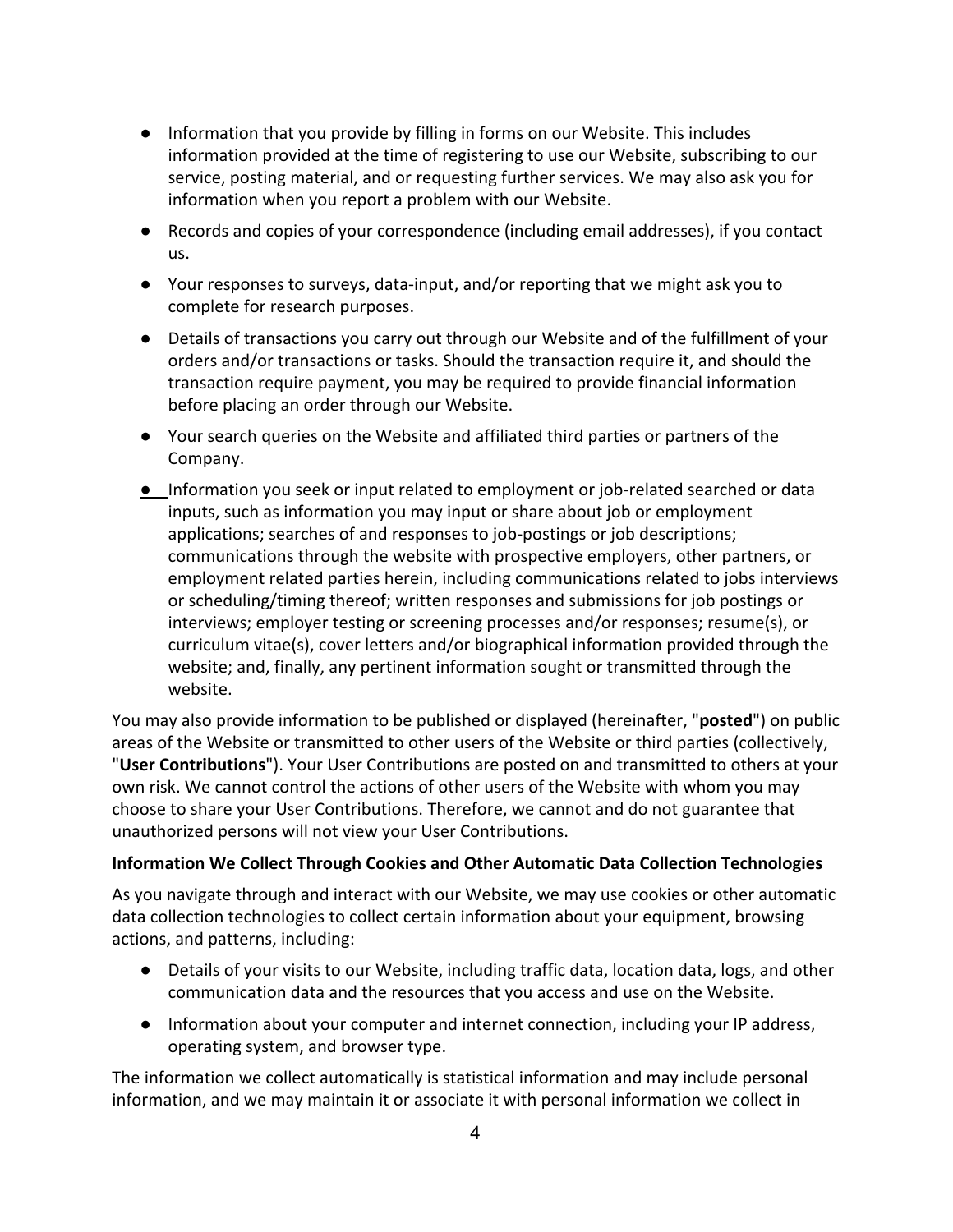- Information that you provide by filling in forms on our Website. This includes information provided at the time of registering to use our Website, subscribing to our service, posting material, and or requesting further services. We may also ask you for information when you report a problem with our Website.
- Records and copies of your correspondence (including email addresses), if you contact us.
- Your responses to surveys, data-input, and/or reporting that we might ask you to complete for research purposes.
- Details of transactions you carry out through our Website and of the fulfillment of your orders and/or transactions or tasks. Should the transaction require it, and should the transaction require payment, you may be required to provide financial information before placing an order through our Website.
- Your search queries on the Website and affiliated third parties or partners of the Company.
- Information you seek or input related to employment or job-related searched or data inputs, such as information you may input or share about job or employment applications; searches of and responses to job-postings or job descriptions; communications through the website with prospective employers, other partners, or employment related parties herein, including communications related to jobs interviews or scheduling/timing thereof; written responses and submissions for job postings or interviews; employer testing or screening processes and/or responses; resume(s), or curriculum vitae(s), cover letters and/or biographical information provided through the website; and, finally, any pertinent information sought or transmitted through the website.

You may also provide information to be published or displayed (hereinafter, "**posted**") on public areas of the Website or transmitted to other users of the Website or third parties (collectively, "**User Contributions**"). Your User Contributions are posted on and transmitted to others at your own risk. We cannot control the actions of other users of the Website with whom you may choose to share your User Contributions. Therefore, we cannot and do not guarantee that unauthorized persons will not view your User Contributions.

**Information We Collect Through Cookies and Other Automatic Data Collection Technologies**

As you navigate through and interact with our Website, we may use cookies or other automatic data collection technologies to collect certain information about your equipment, browsing actions, and patterns, including:

- Details of your visits to our Website, including traffic data, location data, logs, and other communication data and the resources that you access and use on the Website.
- Information about your computer and internet connection, including your IP address, operating system, and browser type.

The information we collect automatically is statistical information and may include personal information, and we may maintain it or associate it with personal information we collect in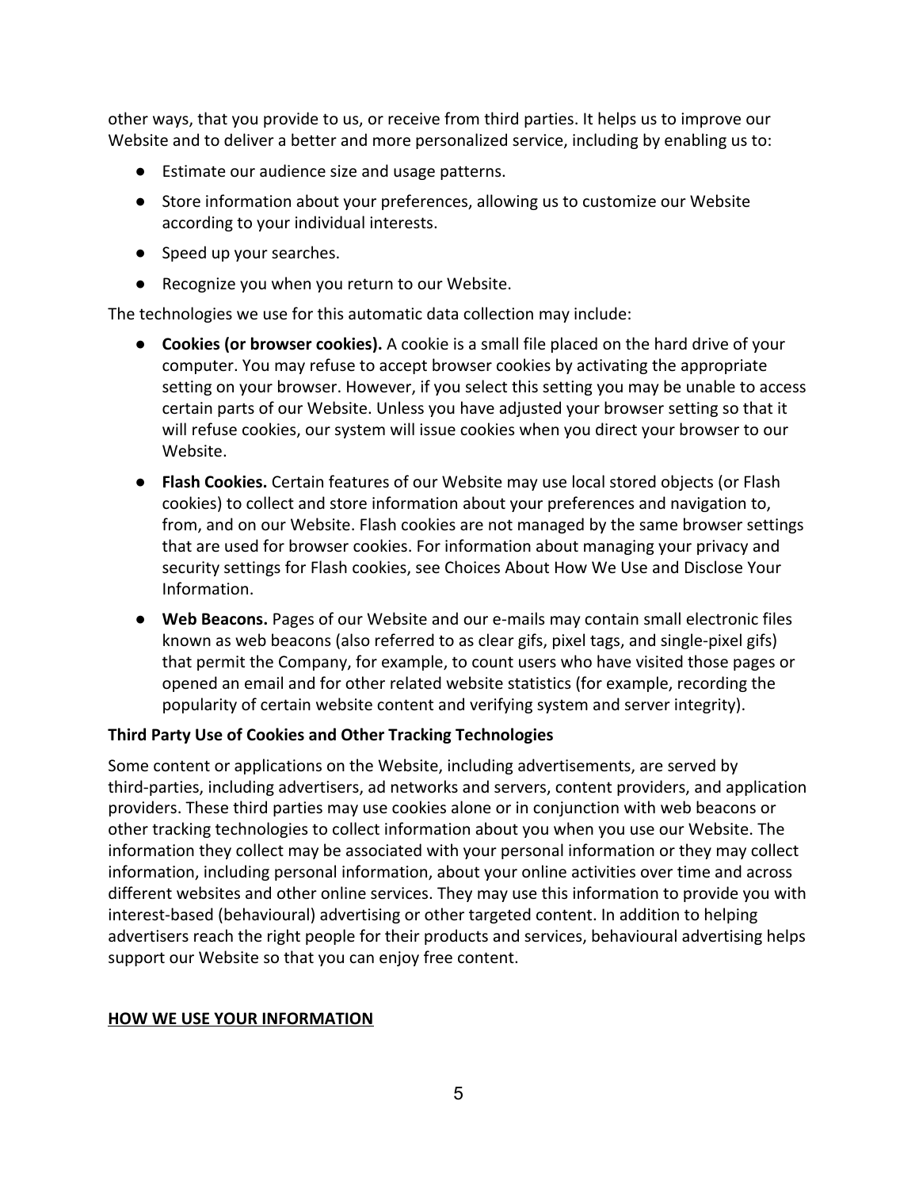other ways, that you provide to us, or receive from third parties. It helps us to improve our Website and to deliver a better and more personalized service, including by enabling us to:

- Estimate our audience size and usage patterns.
- Store information about your preferences, allowing us to customize our Website according to your individual interests.
- Speed up your searches.
- Recognize you when you return to our Website.

The technologies we use for this automatic data collection may include:

- **Cookies (or browser cookies).** A cookie is a small file placed on the hard drive of your computer. You may refuse to accept browser cookies by activating the appropriate setting on your browser. However, if you select this setting you may be unable to access certain parts of our Website. Unless you have adjusted your browser setting so that it will refuse cookies, our system will issue cookies when you direct your browser to our Website.
- **Flash Cookies.** Certain features of our Website may use local stored objects (or Flash cookies) to collect and store information about your preferences and navigation to, from, and on our Website. Flash cookies are not managed by the same browser settings that are used for browser cookies. For information about managing your privacy and security settings for Flash cookies, see Choices About How We Use and Disclose Your Information.
- **Web Beacons.** Pages of our Website and our e-mails may contain small electronic files known as web beacons (also referred to as clear gifs, pixel tags, and single-pixel gifs) that permit the Company, for example, to count users who have visited those pages or opened an email and for other related website statistics (for example, recording the popularity of certain website content and verifying system and server integrity).

**Third Party Use of Cookies and Other Tracking Technologies**

Some content or applications on the Website, including advertisements, are served by third-parties, including advertisers, ad networks and servers, content providers, and application providers. These third parties may use cookies alone or in conjunction with web beacons or other tracking technologies to collect information about you when you use our Website. The information they collect may be associated with your personal information or they may collect information, including personal information, about your online activities over time and across different websites and other online services. They may use this information to provide you with interest-based (behavioural) advertising or other targeted content. In addition to helping advertisers reach the right people for their products and services, behavioural advertising helps support our Website so that you can enjoy free content.

**HOW WE USE YOUR INFORMATION**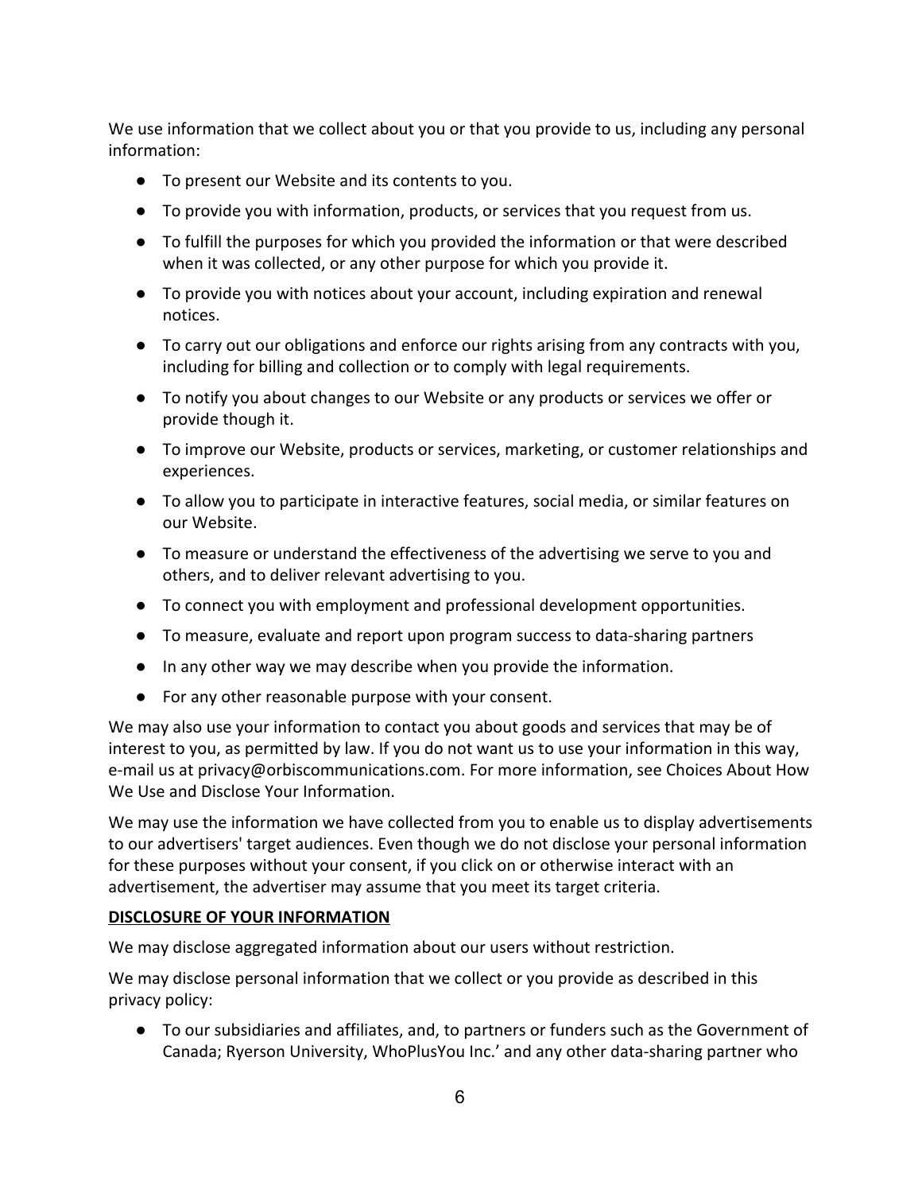We use information that we collect about you or that you provide to us, including any personal information:

- To present our Website and its contents to you.
- To provide you with information, products, or services that you request from us.
- To fulfill the purposes for which you provided the information or that were described when it was collected, or any other purpose for which you provide it.
- To provide you with notices about your account, including expiration and renewal notices.
- To carry out our obligations and enforce our rights arising from any contracts with you, including for billing and collection or to comply with legal requirements.
- To notify you about changes to our Website or any products or services we offer or provide though it.
- To improve our Website, products or services, marketing, or customer relationships and experiences.
- To allow you to participate in interactive features, social media, or similar features on our Website.
- To measure or understand the effectiveness of the advertising we serve to you and others, and to deliver relevant advertising to you.
- To connect you with employment and professional development opportunities.
- To measure, evaluate and report upon program success to data-sharing partners
- In any other way we may describe when you provide the information.
- For any other reasonable purpose with your consent.

We may also use your information to contact you about goods and services that may be of interest to you, as permitted by law. If you do not want us to use your information in this way, e-mail us at privacy@orbiscommunications.com. For more information, see Choices About How We Use and Disclose Your Information.

We may use the information we have collected from you to enable us to display advertisements to our advertisers' target audiences. Even though we do not disclose your personal information for these purposes without your consent, if you click on or otherwise interact with an advertisement, the advertiser may assume that you meet its target criteria.

**DISCLOSURE OF YOUR INFORMATION**

We may disclose aggregated information about our users without restriction.

We may disclose personal information that we collect or you provide as described in this privacy policy:

- To our subsidiaries and affiliates, and, to partners or funders such as the Government of Canada; Ryerson University, WhoPlusYou Inc.' and any other data-sharing partner who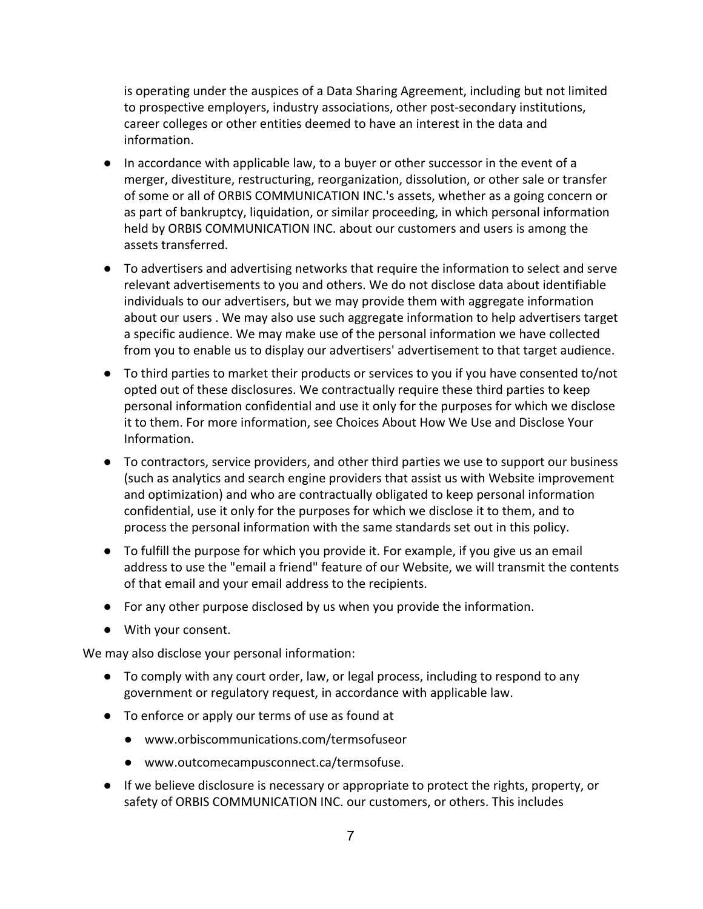is operating under the auspices of a Data Sharing Agreement, including but not limited to prospective employers, industry associations, other post-secondary institutions, career colleges or other entities deemed to have an interest in the data and information.

- In accordance with applicable law, to a buyer or other successor in the event of a merger, divestiture, restructuring, reorganization, dissolution, or other sale or transfer of some or all of ORBIS COMMUNICATION INC.'s assets, whether as a going concern or as part of bankruptcy, liquidation, or similar proceeding, in which personal information held by ORBIS COMMUNICATION INC. about our customers and users is among the assets transferred.
- To advertisers and advertising networks that require the information to select and serve relevant advertisements to you and others. We do not disclose data about identifiable individuals to our advertisers, but we may provide them with aggregate information about our users . We may also use such aggregate information to help advertisers target a specific audience. We may make use of the personal information we have collected from you to enable us to display our advertisers' advertisement to that target audience.
- To third parties to market their products or services to you if you have consented to/not opted out of these disclosures. We contractually require these third parties to keep personal information confidential and use it only for the purposes for which we disclose it to them. For more information, see Choices About How We Use and Disclose Your Information.
- To contractors, service providers, and other third parties we use to support our business (such as analytics and search engine providers that assist us with Website improvement and optimization) and who are contractually obligated to keep personal information confidential, use it only for the purposes for which we disclose it to them, and to process the personal information with the same standards set out in this policy.
- To fulfill the purpose for which you provide it. For example, if you give us an email address to use the "email a friend" feature of our Website, we will transmit the contents of that email and your email address to the recipients.
- For any other purpose disclosed by us when you provide the information.
- With your consent.

We may also disclose your personal information:

- To comply with any court order, law, or legal process, including to respond to any government or regulatory request, in accordance with applicable law.
- To enforce or apply our terms of use as found at
  - www.orbiscommunications.com/termsofuseor
  - www.outcomecampusconnect.ca/termsofuse.
- If we believe disclosure is necessary or appropriate to protect the rights, property, or safety of ORBIS COMMUNICATION INC. our customers, or others. This includes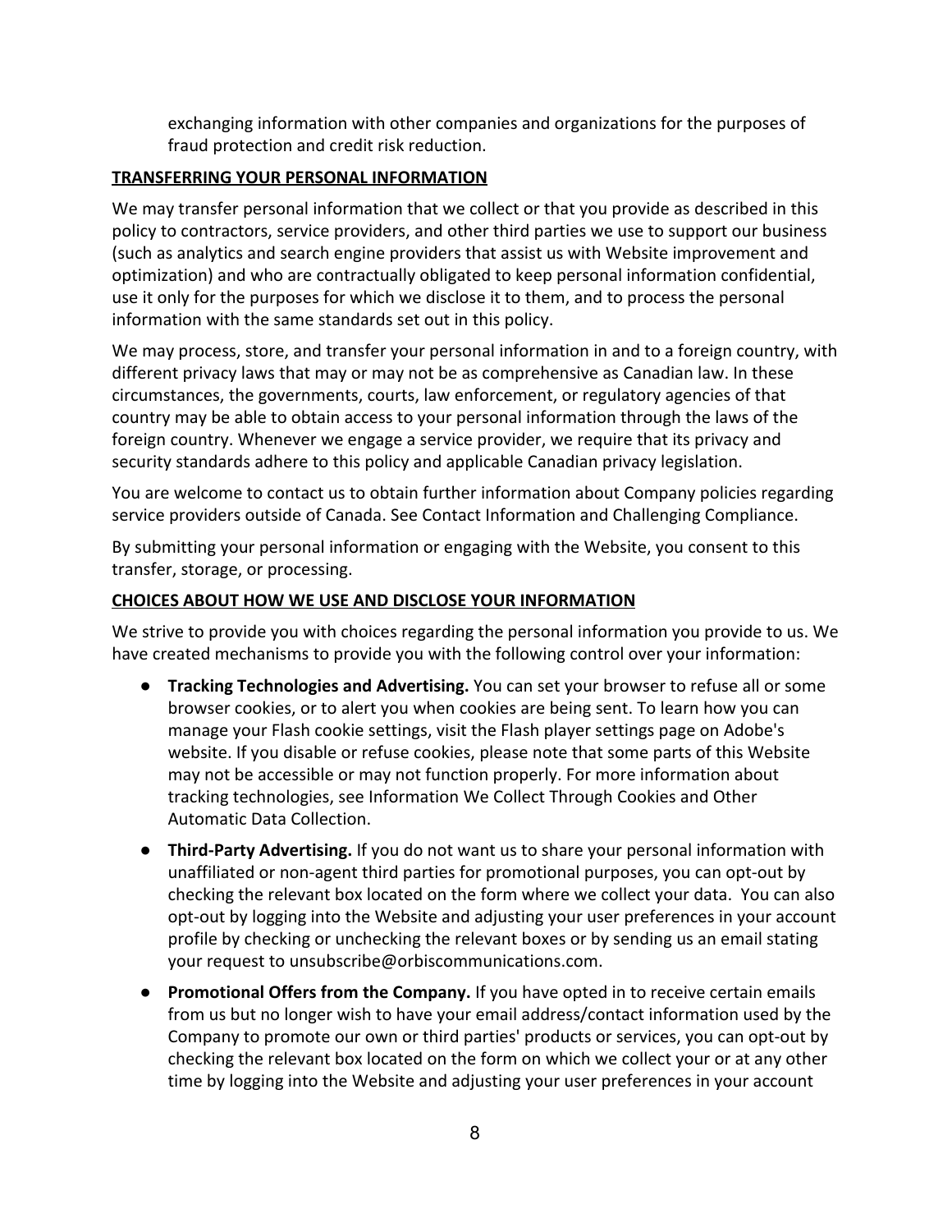exchanging information with other companies and organizations for the purposes of fraud protection and credit risk reduction.

## TRANSFERRING YOUR PERSONAL INFORMATION

We may transfer personal information that we collect or that you provide as described in this policy to contractors, service providers, and other third parties we use to support our business (such as analytics and search engine providers that assist us with Website improvement and optimization) and who are contractually obligated to keep personal information confidential, use it only for the purposes for which we disclose it to them, and to process the personal information with the same standards set out in this policy.

We may process, store, and transfer your personal information in and to a foreign country, with different privacy laws that may or may not be as comprehensive as Canadian law. In these circumstances, the governments, courts, law enforcement, or regulatory agencies of that country may be able to obtain access to your personal information through the laws of the foreign country. Whenever we engage a service provider, we require that its privacy and security standards adhere to this policy and applicable Canadian privacy legislation.

You are welcome to contact us to obtain further information about Company policies regarding service providers outside of Canada. See Contact Information and Challenging Compliance.

By submitting your personal information or engaging with the Website, you consent to this transfer, storage, or processing.

## CHOICES ABOUT HOW WE USE AND DISCLOSE YOUR INFORMATION

We strive to provide you with choices regarding the personal information you provide to us. We have created mechanisms to provide you with the following control over your information:

- **Tracking Technologies and Advertising.** You can set your browser to refuse all or some browser cookies, or to alert you when cookies are being sent. To learn how you can manage your Flash cookie settings, visit the Flash player settings page on Adobe's website. If you disable or refuse cookies, please note that some parts of this Website may not be accessible or may not function properly. For more information about tracking technologies, see Information We Collect Through Cookies and Other Automatic Data Collection.
- **Third-Party Advertising.** If you do not want us to share your personal information with unaffiliated or non-agent third parties for promotional purposes, you can opt-out by checking the relevant box located on the form where we collect your data. You can also opt-out by logging into the Website and adjusting your user preferences in your account profile by checking or unchecking the relevant boxes or by sending us an email stating your request to unsubscribe@orbiscommunications.com.
- **Promotional Offers from the Company.** If you have opted in to receive certain emails from us but no longer wish to have your email address/contact information used by the Company to promote our own or third parties' products or services, you can opt-out by checking the relevant box located on the form on which we collect your or at any other time by logging into the Website and adjusting your user preferences in your account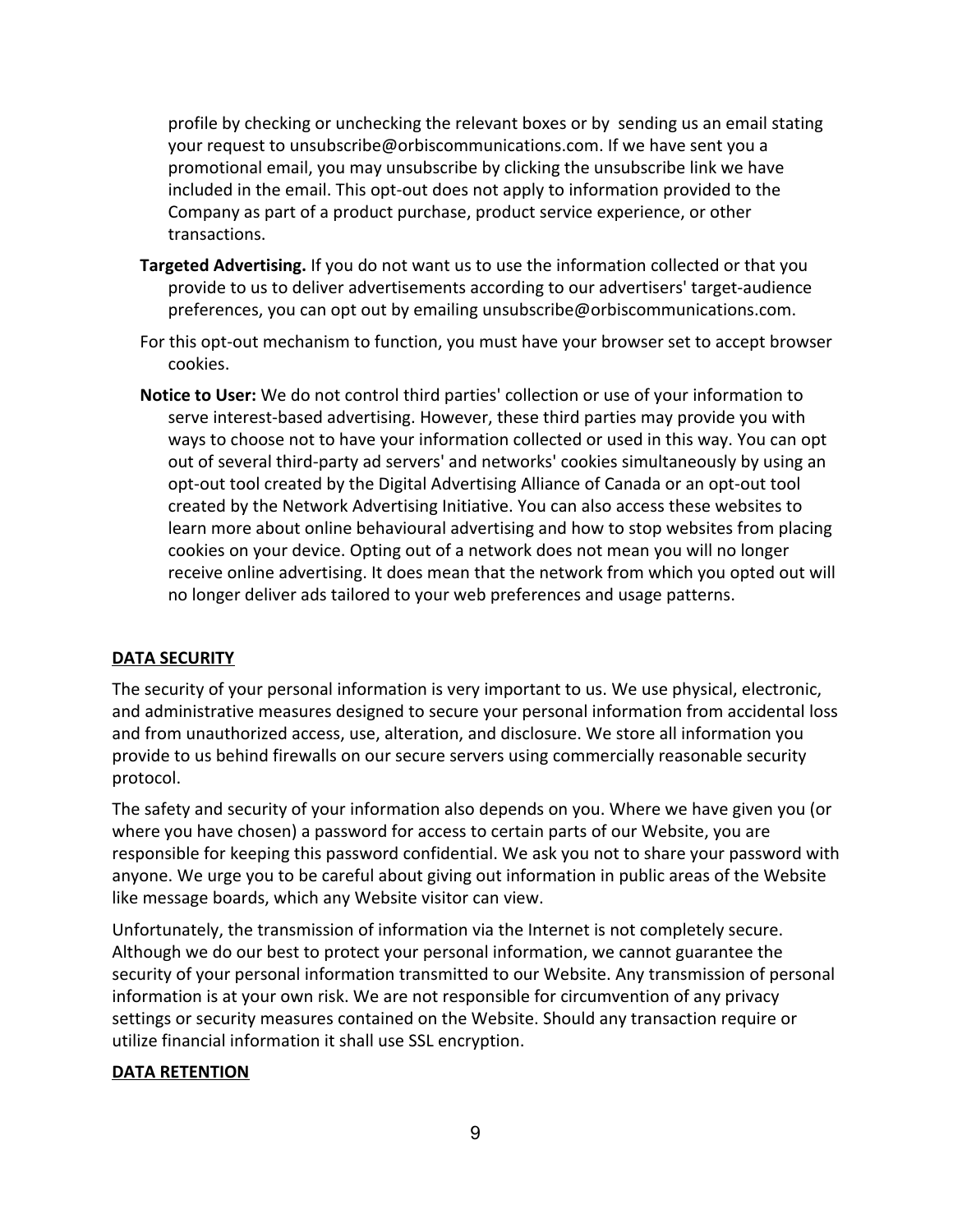profile by checking or unchecking the relevant boxes or by sending us an email stating your request to unsubscribe@orbiscommunications.com. If we have sent you a promotional email, you may unsubscribe by clicking the unsubscribe link we have included in the email. This opt-out does not apply to information provided to the Company as part of a product purchase, product service experience, or other transactions.

**Targeted Advertising.** If you do not want us to use the information collected or that you provide to us to deliver advertisements according to our advertisers' target-audience preferences, you can opt out by emailing unsubscribe@orbiscommunications.com.

For this opt-out mechanism to function, you must have your browser set to accept browser cookies.

**Notice to User:** We do not control third parties' collection or use of your information to serve interest-based advertising. However, these third parties may provide you with ways to choose not to have your information collected or used in this way. You can opt out of several third-party ad servers' and networks' cookies simultaneously by using an opt-out tool created by the Digital Advertising Alliance of Canada or an opt-out tool created by the Network Advertising Initiative. You can also access these websites to learn more about online behavioural advertising and how to stop websites from placing cookies on your device. Opting out of a network does not mean you will no longer receive online advertising. It does mean that the network from which you opted out will no longer deliver ads tailored to your web preferences and usage patterns.

## DATA SECURITY

The security of your personal information is very important to us. We use physical, electronic, and administrative measures designed to secure your personal information from accidental loss and from unauthorized access, use, alteration, and disclosure. We store all information you provide to us behind firewalls on our secure servers using commercially reasonable security protocol.

The safety and security of your information also depends on you. Where we have given you (or where you have chosen) a password for access to certain parts of our Website, you are responsible for keeping this password confidential. We ask you not to share your password with anyone. We urge you to be careful about giving out information in public areas of the Website like message boards, which any Website visitor can view.

Unfortunately, the transmission of information via the Internet is not completely secure. Although we do our best to protect your personal information, we cannot guarantee the security of your personal information transmitted to our Website. Any transmission of personal information is at your own risk. We are not responsible for circumvention of any privacy settings or security measures contained on the Website. Should any transaction require or utilize financial information it shall use SSL encryption.

## DATA RETENTION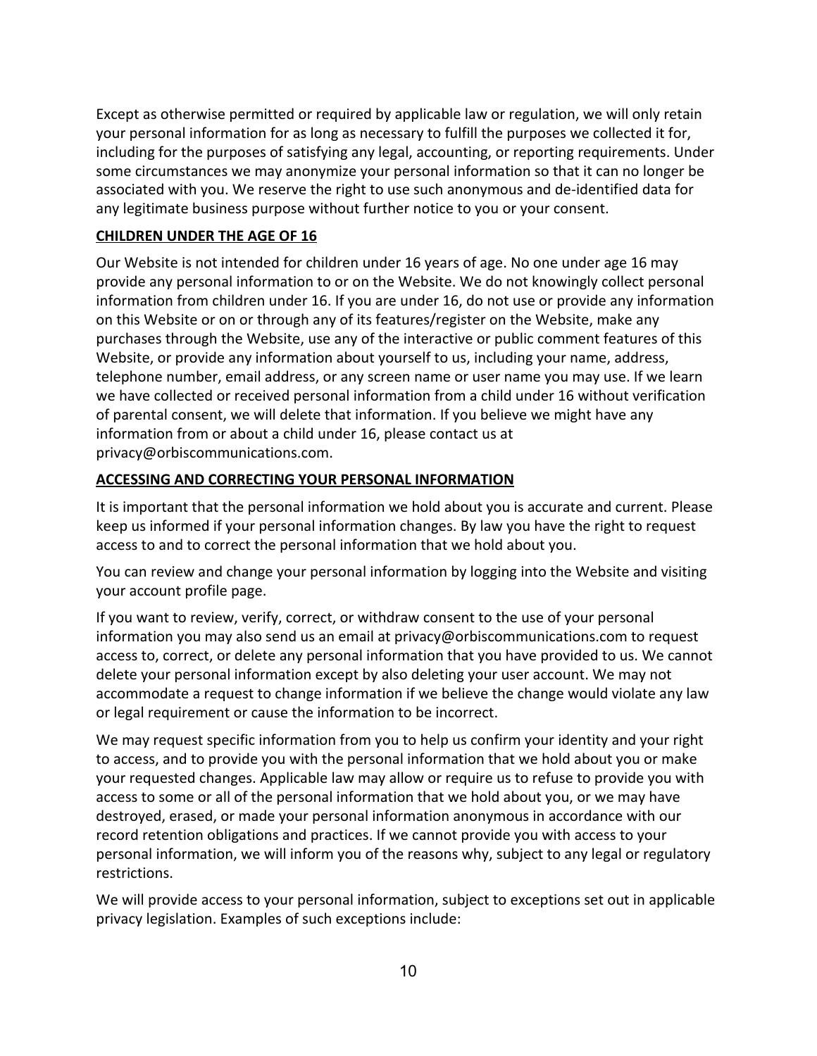Except as otherwise permitted or required by applicable law or regulation, we will only retain your personal information for as long as necessary to fulfill the purposes we collected it for, including for the purposes of satisfying any legal, accounting, or reporting requirements. Under some circumstances we may anonymize your personal information so that it can no longer be associated with you. We reserve the right to use such anonymous and de-identified data for any legitimate business purpose without further notice to you or your consent.

## CHILDREN UNDER THE AGE OF 16

Our Website is not intended for children under 16 years of age. No one under age 16 may provide any personal information to or on the Website. We do not knowingly collect personal information from children under 16. If you are under 16, do not use or provide any information on this Website or on or through any of its features/register on the Website, make any purchases through the Website, use any of the interactive or public comment features of this Website, or provide any information about yourself to us, including your name, address, telephone number, email address, or any screen name or user name you may use. If we learn we have collected or received personal information from a child under 16 without verification of parental consent, we will delete that information. If you believe we might have any information from or about a child under 16, please contact us at privacy@orbiscommunications.com.

## ACCESSING AND CORRECTING YOUR PERSONAL INFORMATION

It is important that the personal information we hold about you is accurate and current. Please keep us informed if your personal information changes. By law you have the right to request access to and to correct the personal information that we hold about you.

You can review and change your personal information by logging into the Website and visiting your account profile page.

If you want to review, verify, correct, or withdraw consent to the use of your personal information you may also send us an email at privacy@orbiscommunications.com to request access to, correct, or delete any personal information that you have provided to us. We cannot delete your personal information except by also deleting your user account. We may not accommodate a request to change information if we believe the change would violate any law or legal requirement or cause the information to be incorrect.

We may request specific information from you to help us confirm your identity and your right to access, and to provide you with the personal information that we hold about you or make your requested changes. Applicable law may allow or require us to refuse to provide you with access to some or all of the personal information that we hold about you, or we may have destroyed, erased, or made your personal information anonymous in accordance with our record retention obligations and practices. If we cannot provide you with access to your personal information, we will inform you of the reasons why, subject to any legal or regulatory restrictions.

We will provide access to your personal information, subject to exceptions set out in applicable privacy legislation. Examples of such exceptions include: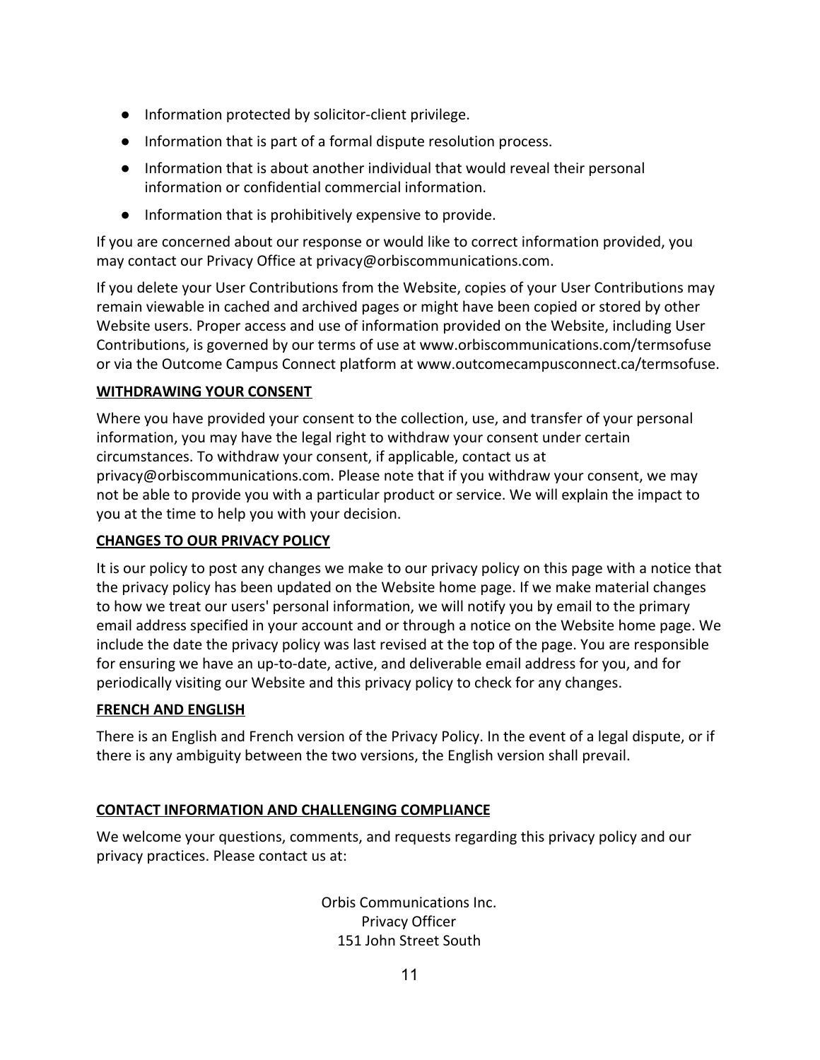- Information protected by solicitor-client privilege.
- Information that is part of a formal dispute resolution process.
- Information that is about another individual that would reveal their personal information or confidential commercial information.
- Information that is prohibitively expensive to provide.

If you are concerned about our response or would like to correct information provided, you may contact our Privacy Office at privacy@orbiscommunications.com.

If you delete your User Contributions from the Website, copies of your User Contributions may remain viewable in cached and archived pages or might have been copied or stored by other Website users. Proper access and use of information provided on the Website, including User Contributions, is governed by our terms of use at www.orbiscommunications.com/termsofuse or via the Outcome Campus Connect platform at www.outcomecampusconnect.ca/termsofuse.

**WITHDRAWING YOUR CONSENT**

Where you have provided your consent to the collection, use, and transfer of your personal information, you may have the legal right to withdraw your consent under certain circumstances. To withdraw your consent, if applicable, contact us at privacy@orbiscommunications.com. Please note that if you withdraw your consent, we may not be able to provide you with a particular product or service. We will explain the impact to you at the time to help you with your decision.

**CHANGES TO OUR PRIVACY POLICY**

It is our policy to post any changes we make to our privacy policy on this page with a notice that the privacy policy has been updated on the Website home page. If we make material changes to how we treat our users' personal information, we will notify you by email to the primary email address specified in your account and or through a notice on the Website home page. We include the date the privacy policy was last revised at the top of the page. You are responsible for ensuring we have an up-to-date, active, and deliverable email address for you, and for periodically visiting our Website and this privacy policy to check for any changes.

**FRENCH AND ENGLISH**

There is an English and French version of the Privacy Policy. In the event of a legal dispute, or if there is any ambiguity between the two versions, the English version shall prevail.

**CONTACT INFORMATION AND CHALLENGING COMPLIANCE**

We welcome your questions, comments, and requests regarding this privacy policy and our privacy practices. Please contact us at:

Orbis Communications Inc.
Privacy Officer
151 John Street South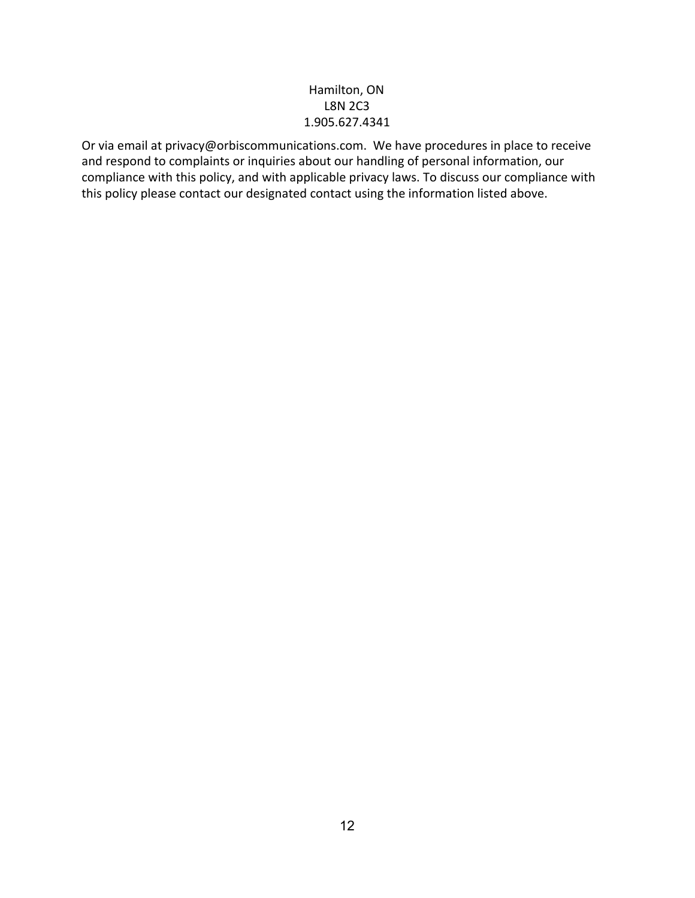Hamilton, ON  
L8N 2C3  
1.905.627.4341

Or via email at privacy@orbiscommunications.com. We have procedures in place to receive and respond to complaints or inquiries about our handling of personal information, our compliance with this policy, and with applicable privacy laws. To discuss our compliance with this policy please contact our designated contact using the information listed above.